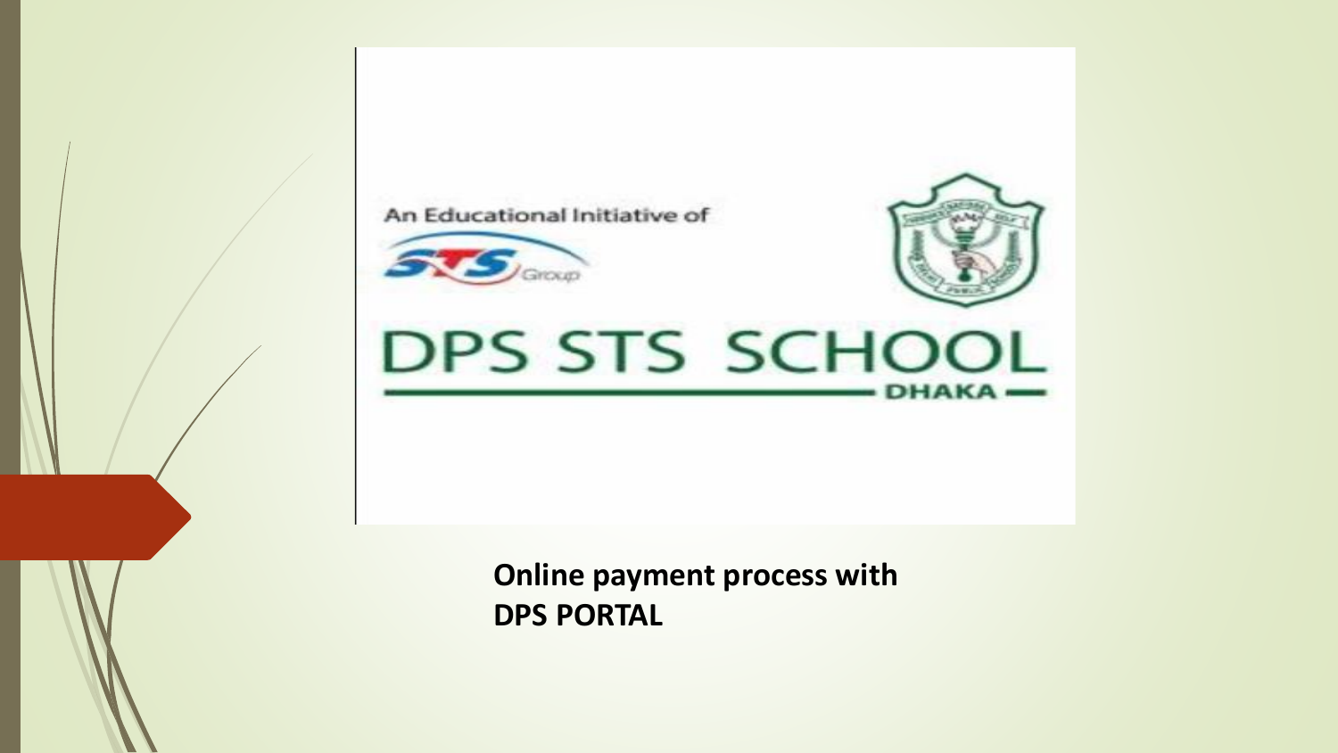An Educational Initiative of

STS Group

# DPS STS SCHOOL

DHAKA

**Online payment process with DPS PORTAL**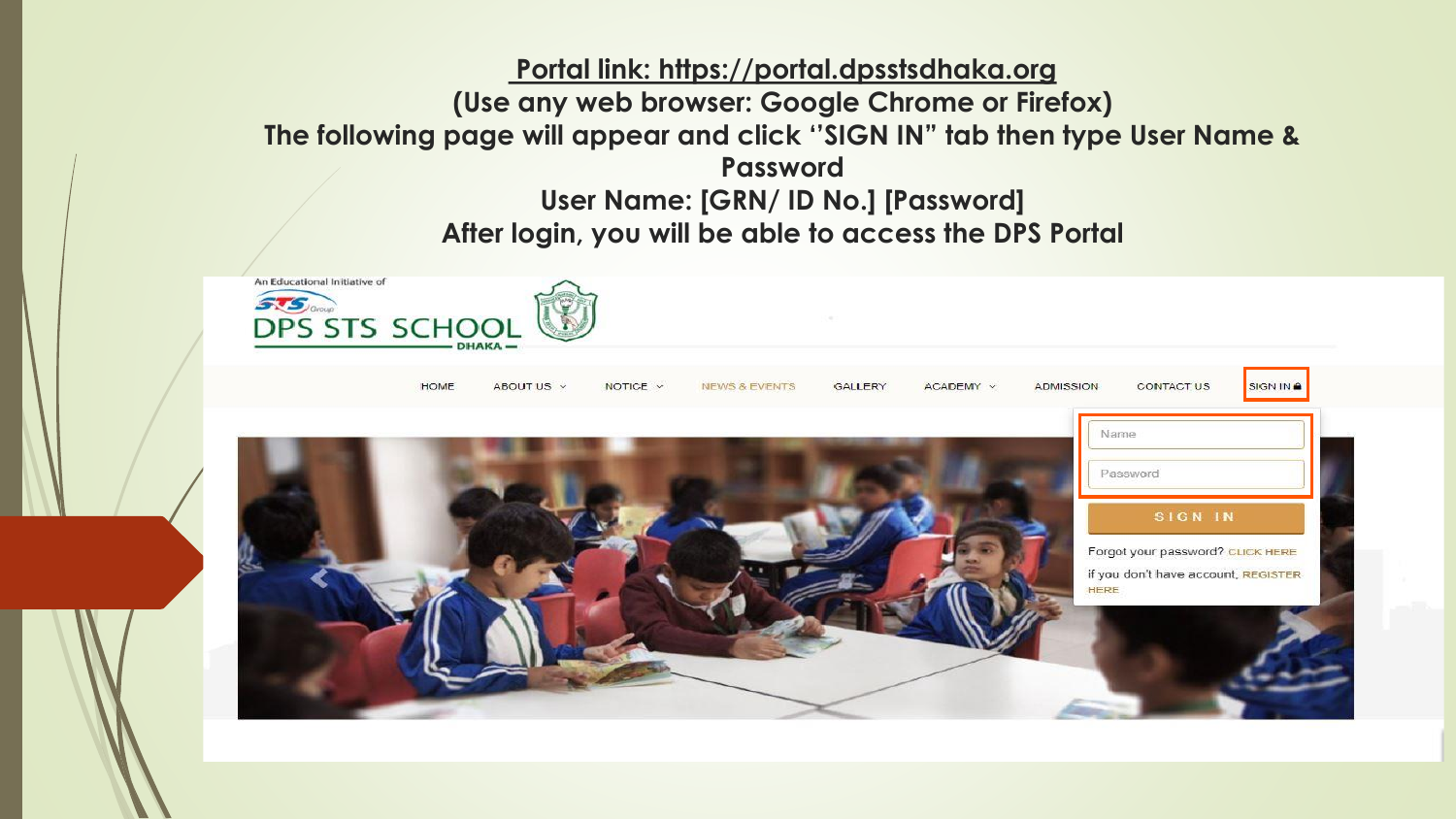**Portal link: https://portal.dpsstsdhaka.org**

**(Use any web browser: Google Chrome or Firefox)**

**The following page will appear and click "SIGN IN" tab then type User Name & Password**

**User Name: [GRN/ ID No.] [Password]**

**After login, you will be able to access the DPS Portal**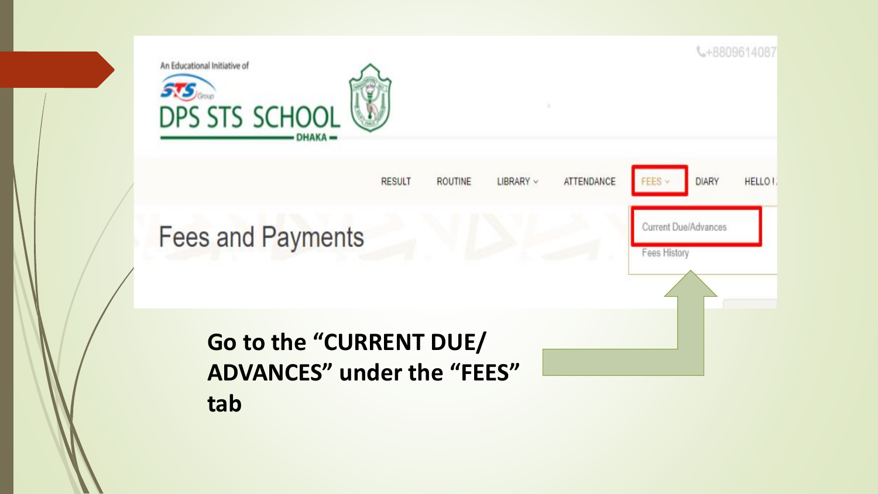An Educational Initiative of

STS Group

DPS STS SCHOOL

DHAKA

+8809614087

RESULT ROUTINE LIBRARY ATTENDANCE FEES DIARY HELLO !

Fees and Payments

Current Due/Advances

Fees History

**Go to the "CURRENT DUE/ ADVANCES" under the "FEES" tab**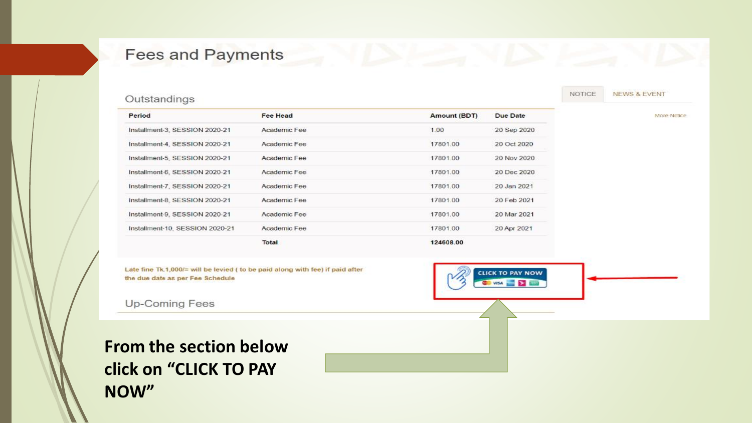# Fees and Payments

## Outstandings

| Period | Fee Head | Amount (BDT) | Due Date |
|---|---|---|---|
| Installment-3, SESSION 2020-21 | Academic Fee | 1.00 | 20 Sep 2020 |
| Installment-4, SESSION 2020-21 | Academic Fee | 17801.00 | 20 Oct 2020 |
| Installment-5, SESSION 2020-21 | Academic Fee | 17801.00 | 20 Nov 2020 |
| Installment-6, SESSION 2020-21 | Academic Fee | 17801.00 | 20 Dec 2020 |
| Installment-7, SESSION 2020-21 | Academic Fee | 17801.00 | 20 Jan 2021 |
| Installment-8, SESSION 2020-21 | Academic Fee | 17801.00 | 20 Feb 2021 |
| Installment-9, SESSION 2020-21 | Academic Fee | 17801.00 | 20 Mar 2021 |
| Installment-10, SESSION 2020-21 | Academic Fee | 17801.00 | 20 Apr 2021 |
| | **Total** | **124608.00** | |

Late fine Tk.1,000/= will be levied ( to be paid along with fee) if paid after the due date as per Fee Schedule

CLICK TO PAY NOW

NOTICE | NEWS & EVENT

More Notice

## Up-Coming Fees

**From the section below click on "CLICK TO PAY NOW"**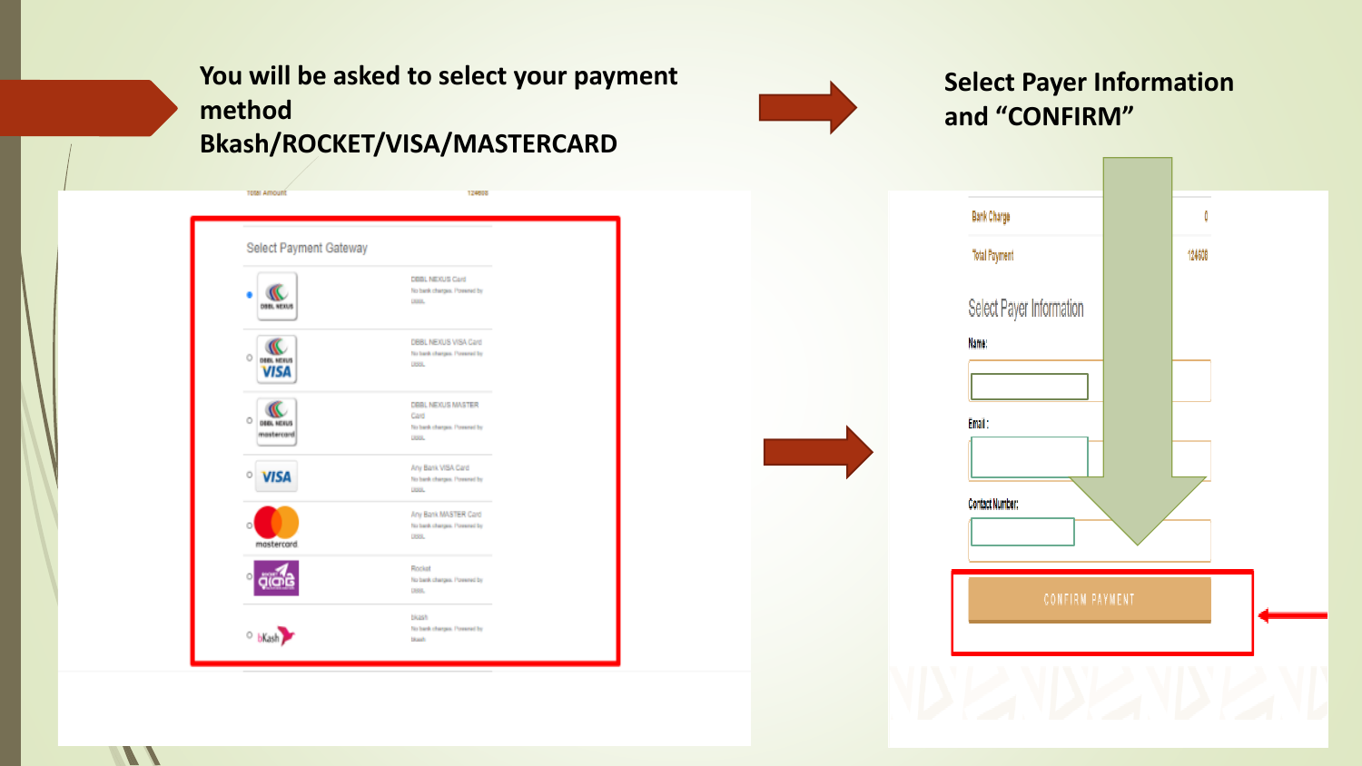You will be asked to select your payment method
Bkash/ROCKET/VISA/MASTERCARD

Select Payer Information and "CONFIRM"

Total Amount 124608

Select Payment Gateway

- DBBL NEXUS Card — No bank charges. Powered by DBBL
- DBBL NEXUS VISA Card — No bank charges. Powered by DBBL
- DBBL NEXUS MASTER Card — No bank charges. Powered by DBBL
- Any Bank VISA Card — No bank charges. Powered by DBBL
- Any Bank MASTER Card — No bank charges. Powered by DBBL
- Rocket — No bank charges. Powered by DBBL
- bkash — No bank charges. Powered by bkash

| | |
|---|---|
| Bank Charge | 0 |
| Total Payment | 124608 |

Select Payer Information

Name:

Email :

Contact Number:

CONFIRM PAYMENT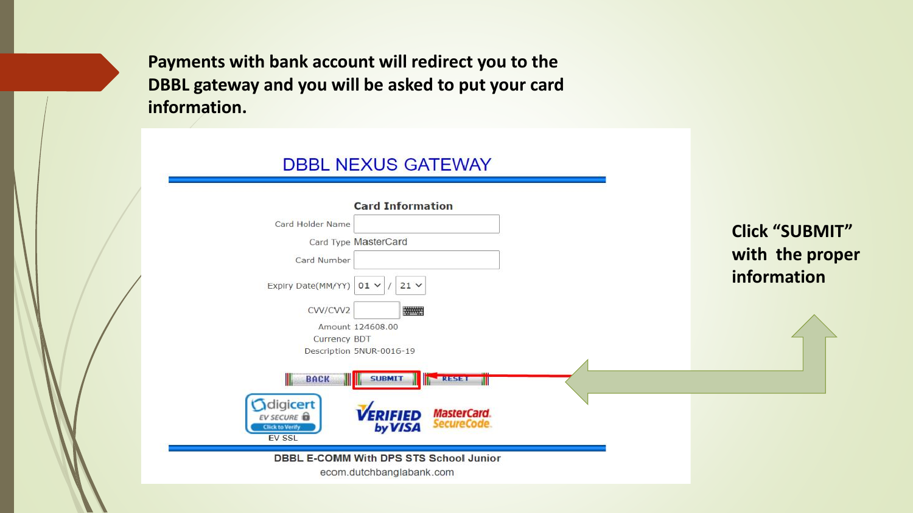**Payments with bank account will redirect you to the DBBL gateway and you will be asked to put your card information.**

## DBBL NEXUS GATEWAY

**Card Information**

Card Holder Name

Card Type MasterCard

Card Number

Expiry Date(MM/YY) 01 / 21

CVV/CVV2

Amount 124608.00

Currency BDT

Description 5NUR-0016-19

BACK SUBMIT RESET

digicert EV SECURE Click to Verify

EV SSL

VERIFIED by VISA MasterCard. SecureCode.

DBBL E-COMM With DPS STS School Junior

ecom.dutchbanglabank.com

**Click "SUBMIT" with the proper information**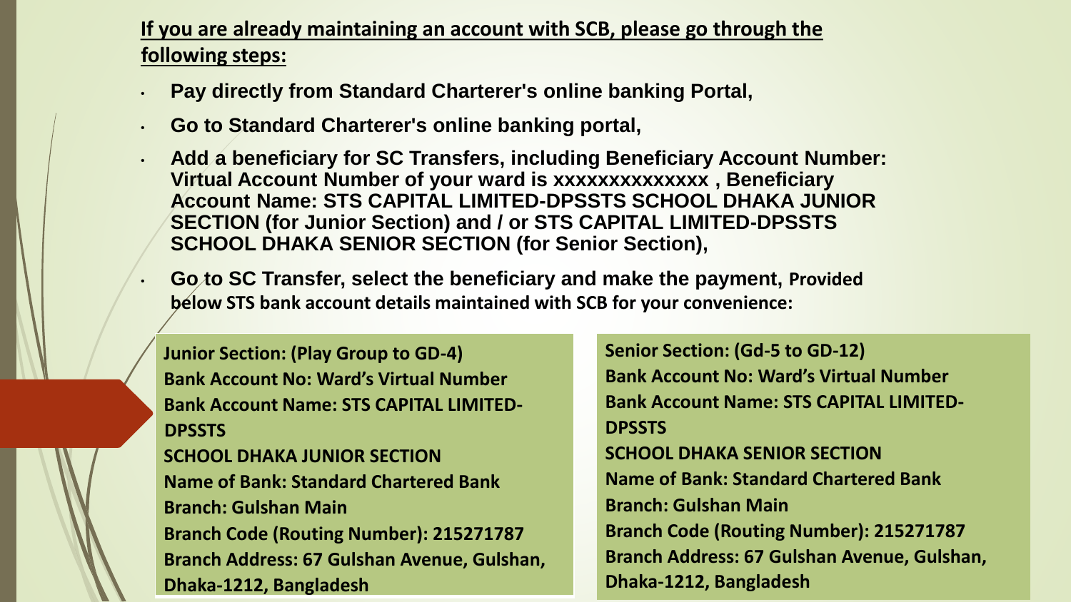**If you are already maintaining an account with SCB, please go through the following steps:**

- **Pay directly from Standard Charterer's online banking Portal,**
- **Go to Standard Charterer's online banking portal,**
- **Add a beneficiary for SC Transfers, including Beneficiary Account Number: Virtual Account Number of your ward is xxxxxxxxxxxxx , Beneficiary Account Name: STS CAPITAL LIMITED-DPSSTS SCHOOL DHAKA JUNIOR SECTION (for Junior Section) and / or STS CAPITAL LIMITED-DPSSTS SCHOOL DHAKA SENIOR SECTION (for Senior Section),**
- **Go to SC Transfer, select the beneficiary and make the payment, Provided below STS bank account details maintained with SCB for your convenience:**

**Junior Section: (Play Group to GD-4)**
**Bank Account No: Ward's Virtual Number**
**Bank Account Name: STS CAPITAL LIMITED-DPSSTS**
**SCHOOL DHAKA JUNIOR SECTION**
**Name of Bank: Standard Chartered Bank**
**Branch: Gulshan Main**
**Branch Code (Routing Number): 215271787**
**Branch Address: 67 Gulshan Avenue, Gulshan, Dhaka-1212, Bangladesh**

**Senior Section: (Gd-5 to GD-12)**
**Bank Account No: Ward's Virtual Number**
**Bank Account Name: STS CAPITAL LIMITED-DPSSTS**
**SCHOOL DHAKA SENIOR SECTION**
**Name of Bank: Standard Chartered Bank**
**Branch: Gulshan Main**
**Branch Code (Routing Number): 215271787**
**Branch Address: 67 Gulshan Avenue, Gulshan, Dhaka-1212, Bangladesh**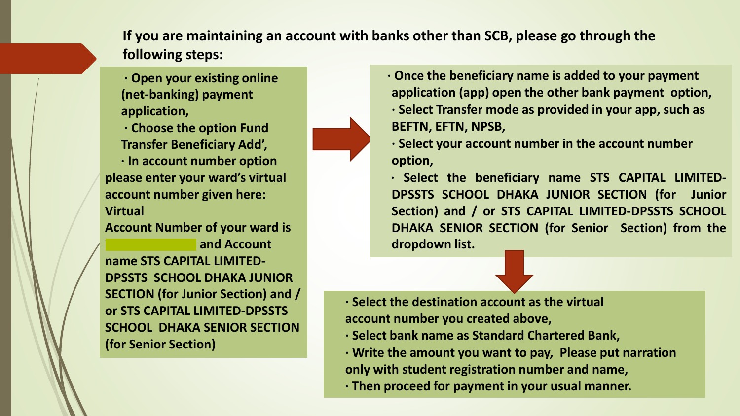**If you are maintaining an account with banks other than SCB, please go through the following steps:**

- **Open your existing online (net-banking) payment application,**
- **Choose the option Fund Transfer Beneficiary Add',**
- **In account number option please enter your ward's virtual account number given here: Virtual Account Number of your ward is ____________ and Account name STS CAPITAL LIMITED-DPSSTS SCHOOL DHAKA JUNIOR SECTION (for Junior Section) and / or STS CAPITAL LIMITED-DPSSTS SCHOOL DHAKA SENIOR SECTION (for Senior Section)**

- **Once the beneficiary name is added to your payment application (app) open the other bank payment option,**
- **Select Transfer mode as provided in your app, such as BEFTN, EFTN, NPSB,**
- **Select your account number in the account number option,**
- **Select the beneficiary name STS CAPITAL LIMITED-DPSSTS SCHOOL DHAKA JUNIOR SECTION (for Junior Section) and / or STS CAPITAL LIMITED-DPSSTS SCHOOL DHAKA SENIOR SECTION (for Senior Section) from the dropdown list.**

- **Select the destination account as the virtual account number you created above,**
- **Select bank name as Standard Chartered Bank,**
- **Write the amount you want to pay, Please put narration only with student registration number and name,**
- **Then proceed for payment in your usual manner.**